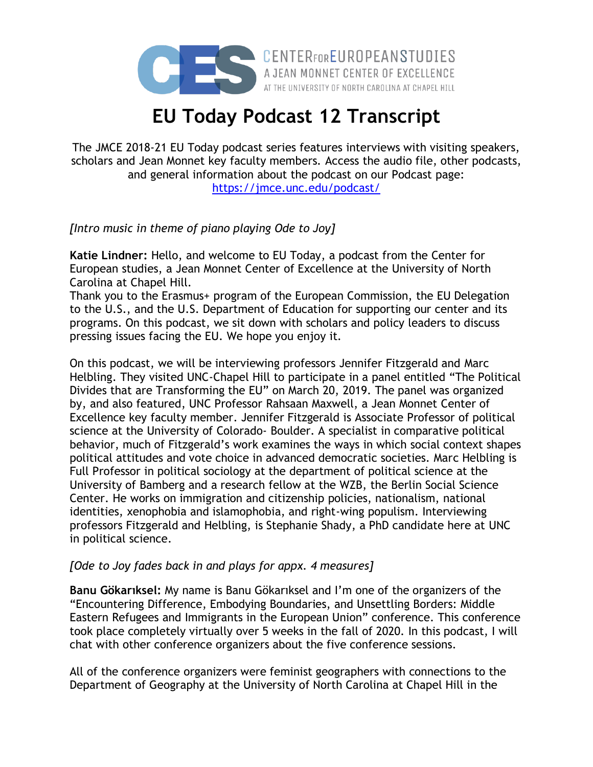CENTER FOR EUROPEAN STUDIES
A JEAN MONNET CENTER OF EXCELLENCE
AT THE UNIVERSITY OF NORTH CAROLINA AT CHAPEL HILL

# EU Today Podcast 12 Transcript

The JMCE 2018-21 EU Today podcast series features interviews with visiting speakers, scholars and Jean Monnet key faculty members. Access the audio file, other podcasts, and general information about the podcast on our Podcast page: https://jmce.unc.edu/podcast/

*[Intro music in theme of piano playing Ode to Joy]*

**Katie Lindner:** Hello, and welcome to EU Today, a podcast from the Center for European studies, a Jean Monnet Center of Excellence at the University of North Carolina at Chapel Hill.
Thank you to the Erasmus+ program of the European Commission, the EU Delegation to the U.S., and the U.S. Department of Education for supporting our center and its programs. On this podcast, we sit down with scholars and policy leaders to discuss pressing issues facing the EU. We hope you enjoy it.

On this podcast, we will be interviewing professors Jennifer Fitzgerald and Marc Helbling. They visited UNC-Chapel Hill to participate in a panel entitled "The Political Divides that are Transforming the EU" on March 20, 2019. The panel was organized by, and also featured, UNC Professor Rahsaan Maxwell, a Jean Monnet Center of Excellence key faculty member. Jennifer Fitzgerald is Associate Professor of political science at the University of Colorado- Boulder. A specialist in comparative political behavior, much of Fitzgerald's work examines the ways in which social context shapes political attitudes and vote choice in advanced democratic societies. Marc Helbling is Full Professor in political sociology at the department of political science at the University of Bamberg and a research fellow at the WZB, the Berlin Social Science Center. He works on immigration and citizenship policies, nationalism, national identities, xenophobia and islamophobia, and right-wing populism. Interviewing professors Fitzgerald and Helbling, is Stephanie Shady, a PhD candidate here at UNC in political science.

*[Ode to Joy fades back in and plays for appx. 4 measures]*

**Banu Gökarıksel:** My name is Banu Gökarıksel and I'm one of the organizers of the "Encountering Difference, Embodying Boundaries, and Unsettling Borders: Middle Eastern Refugees and Immigrants in the European Union" conference. This conference took place completely virtually over 5 weeks in the fall of 2020. In this podcast, I will chat with other conference organizers about the five conference sessions.

All of the conference organizers were feminist geographers with connections to the Department of Geography at the University of North Carolina at Chapel Hill in the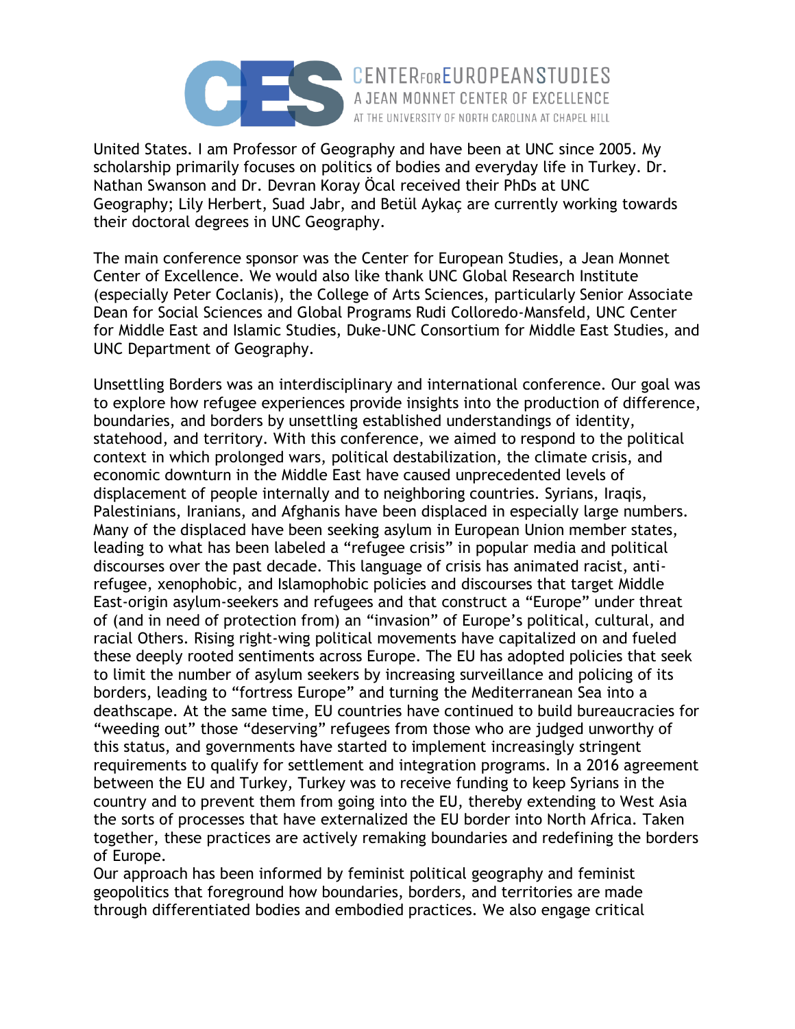United States. I am Professor of Geography and have been at UNC since 2005. My scholarship primarily focuses on politics of bodies and everyday life in Turkey. Dr. Nathan Swanson and Dr. Devran Koray Öcal received their PhDs at UNC Geography; Lily Herbert, Suad Jabr, and Betül Aykaç are currently working towards their doctoral degrees in UNC Geography.

The main conference sponsor was the Center for European Studies, a Jean Monnet Center of Excellence. We would also like thank UNC Global Research Institute (especially Peter Coclanis), the College of Arts Sciences, particularly Senior Associate Dean for Social Sciences and Global Programs Rudi Colloredo-Mansfeld, UNC Center for Middle East and Islamic Studies, Duke-UNC Consortium for Middle East Studies, and UNC Department of Geography.

Unsettling Borders was an interdisciplinary and international conference. Our goal was to explore how refugee experiences provide insights into the production of difference, boundaries, and borders by unsettling established understandings of identity, statehood, and territory. With this conference, we aimed to respond to the political context in which prolonged wars, political destabilization, the climate crisis, and economic downturn in the Middle East have caused unprecedented levels of displacement of people internally and to neighboring countries. Syrians, Iraqis, Palestinians, Iranians, and Afghanis have been displaced in especially large numbers. Many of the displaced have been seeking asylum in European Union member states, leading to what has been labeled a "refugee crisis" in popular media and political discourses over the past decade. This language of crisis has animated racist, anti-refugee, xenophobic, and Islamophobic policies and discourses that target Middle East-origin asylum-seekers and refugees and that construct a "Europe" under threat of (and in need of protection from) an "invasion" of Europe's political, cultural, and racial Others. Rising right-wing political movements have capitalized on and fueled these deeply rooted sentiments across Europe. The EU has adopted policies that seek to limit the number of asylum seekers by increasing surveillance and policing of its borders, leading to "fortress Europe" and turning the Mediterranean Sea into a deathscape. At the same time, EU countries have continued to build bureaucracies for "weeding out" those "deserving" refugees from those who are judged unworthy of this status, and governments have started to implement increasingly stringent requirements to qualify for settlement and integration programs. In a 2016 agreement between the EU and Turkey, Turkey was to receive funding to keep Syrians in the country and to prevent them from going into the EU, thereby extending to West Asia the sorts of processes that have externalized the EU border into North Africa. Taken together, these practices are actively remaking boundaries and redefining the borders of Europe.

Our approach has been informed by feminist political geography and feminist geopolitics that foreground how boundaries, borders, and territories are made through differentiated bodies and embodied practices. We also engage critical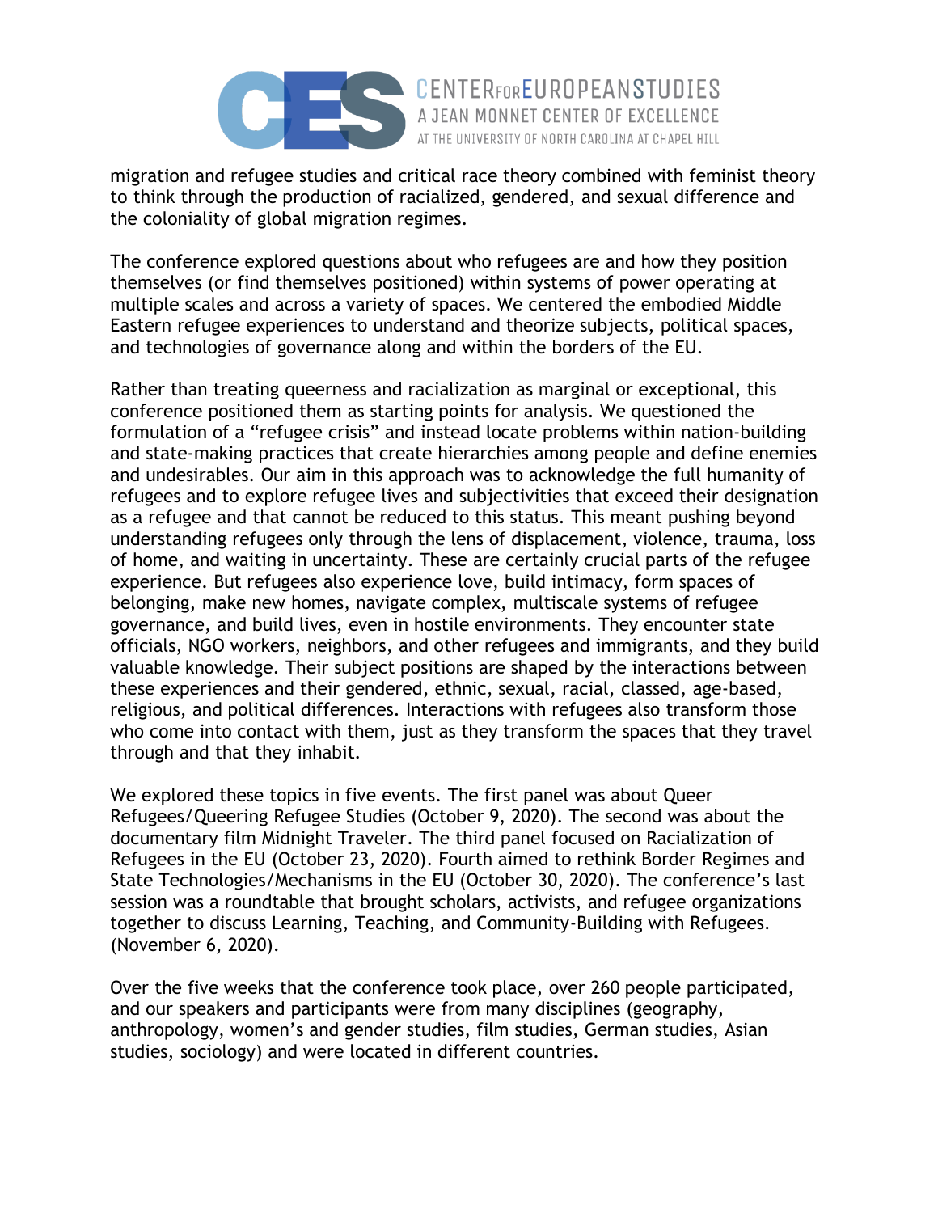migration and refugee studies and critical race theory combined with feminist theory to think through the production of racialized, gendered, and sexual difference and the coloniality of global migration regimes.

The conference explored questions about who refugees are and how they position themselves (or find themselves positioned) within systems of power operating at multiple scales and across a variety of spaces. We centered the embodied Middle Eastern refugee experiences to understand and theorize subjects, political spaces, and technologies of governance along and within the borders of the EU.

Rather than treating queerness and racialization as marginal or exceptional, this conference positioned them as starting points for analysis. We questioned the formulation of a "refugee crisis" and instead locate problems within nation-building and state-making practices that create hierarchies among people and define enemies and undesirables. Our aim in this approach was to acknowledge the full humanity of refugees and to explore refugee lives and subjectivities that exceed their designation as a refugee and that cannot be reduced to this status. This meant pushing beyond understanding refugees only through the lens of displacement, violence, trauma, loss of home, and waiting in uncertainty. These are certainly crucial parts of the refugee experience. But refugees also experience love, build intimacy, form spaces of belonging, make new homes, navigate complex, multiscale systems of refugee governance, and build lives, even in hostile environments. They encounter state officials, NGO workers, neighbors, and other refugees and immigrants, and they build valuable knowledge. Their subject positions are shaped by the interactions between these experiences and their gendered, ethnic, sexual, racial, classed, age-based, religious, and political differences. Interactions with refugees also transform those who come into contact with them, just as they transform the spaces that they travel through and that they inhabit.

We explored these topics in five events. The first panel was about Queer Refugees/Queering Refugee Studies (October 9, 2020). The second was about the documentary film Midnight Traveler. The third panel focused on Racialization of Refugees in the EU (October 23, 2020). Fourth aimed to rethink Border Regimes and State Technologies/Mechanisms in the EU (October 30, 2020). The conference's last session was a roundtable that brought scholars, activists, and refugee organizations together to discuss Learning, Teaching, and Community-Building with Refugees. (November 6, 2020).

Over the five weeks that the conference took place, over 260 people participated, and our speakers and participants were from many disciplines (geography, anthropology, women's and gender studies, film studies, German studies, Asian studies, sociology) and were located in different countries.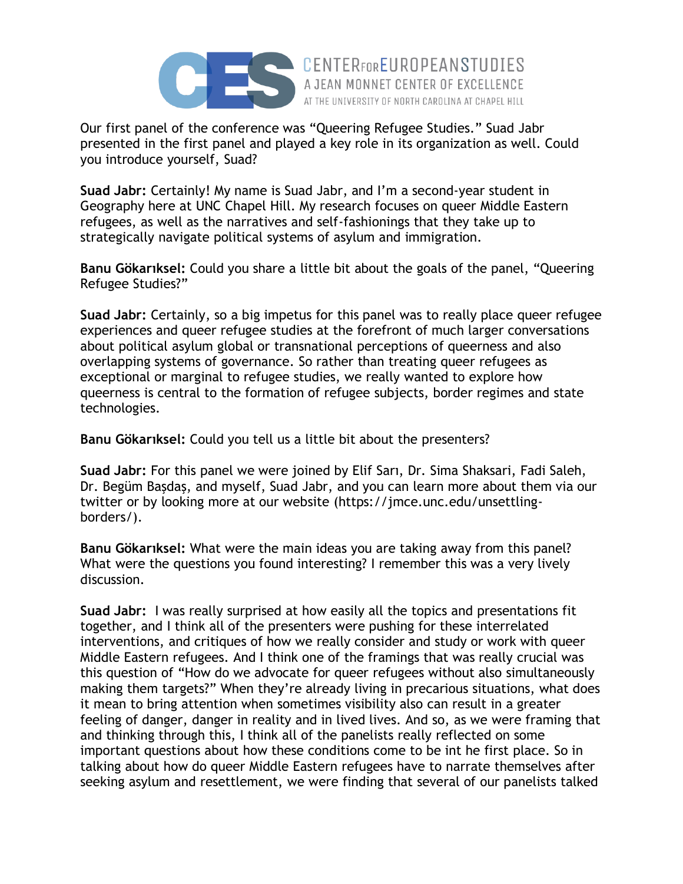Our first panel of the conference was "Queering Refugee Studies." Suad Jabr presented in the first panel and played a key role in its organization as well. Could you introduce yourself, Suad?

**Suad Jabr:** Certainly! My name is Suad Jabr, and I'm a second-year student in Geography here at UNC Chapel Hill. My research focuses on queer Middle Eastern refugees, as well as the narratives and self-fashionings that they take up to strategically navigate political systems of asylum and immigration.

**Banu Gökarıksel:** Could you share a little bit about the goals of the panel, "Queering Refugee Studies?"

**Suad Jabr:** Certainly, so a big impetus for this panel was to really place queer refugee experiences and queer refugee studies at the forefront of much larger conversations about political asylum global or transnational perceptions of queerness and also overlapping systems of governance. So rather than treating queer refugees as exceptional or marginal to refugee studies, we really wanted to explore how queerness is central to the formation of refugee subjects, border regimes and state technologies.

**Banu Gökarıksel:** Could you tell us a little bit about the presenters?

**Suad Jabr:** For this panel we were joined by Elif Sarı, Dr. Sima Shaksari, Fadi Saleh, Dr. Begüm Başdaş, and myself, Suad Jabr, and you can learn more about them via our twitter or by looking more at our website (https://jmce.unc.edu/unsettling-borders/).

**Banu Gökarıksel:** What were the main ideas you are taking away from this panel? What were the questions you found interesting? I remember this was a very lively discussion.

**Suad Jabr:** I was really surprised at how easily all the topics and presentations fit together, and I think all of the presenters were pushing for these interrelated interventions, and critiques of how we really consider and study or work with queer Middle Eastern refugees. And I think one of the framings that was really crucial was this question of "How do we advocate for queer refugees without also simultaneously making them targets?" When they're already living in precarious situations, what does it mean to bring attention when sometimes visibility also can result in a greater feeling of danger, danger in reality and in lived lives. And so, as we were framing that and thinking through this, I think all of the panelists really reflected on some important questions about how these conditions come to be int he first place. So in talking about how do queer Middle Eastern refugees have to narrate themselves after seeking asylum and resettlement, we were finding that several of our panelists talked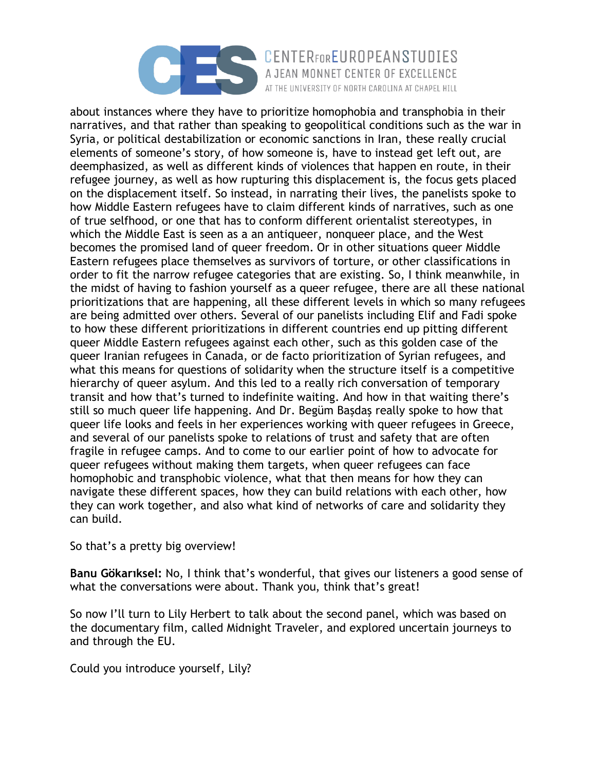about instances where they have to prioritize homophobia and transphobia in their narratives, and that rather than speaking to geopolitical conditions such as the war in Syria, or political destabilization or economic sanctions in Iran, these really crucial elements of someone's story, of how someone is, have to instead get left out, are deemphasized, as well as different kinds of violences that happen en route, in their refugee journey, as well as how rupturing this displacement is, the focus gets placed on the displacement itself. So instead, in narrating their lives, the panelists spoke to how Middle Eastern refugees have to claim different kinds of narratives, such as one of true selfhood, or one that has to conform different orientalist stereotypes, in which the Middle East is seen as a an antiqueer, nonqueer place, and the West becomes the promised land of queer freedom. Or in other situations queer Middle Eastern refugees place themselves as survivors of torture, or other classifications in order to fit the narrow refugee categories that are existing. So, I think meanwhile, in the midst of having to fashion yourself as a queer refugee, there are all these national prioritizations that are happening, all these different levels in which so many refugees are being admitted over others. Several of our panelists including Elif and Fadi spoke to how these different prioritizations in different countries end up pitting different queer Middle Eastern refugees against each other, such as this golden case of the queer Iranian refugees in Canada, or de facto prioritization of Syrian refugees, and what this means for questions of solidarity when the structure itself is a competitive hierarchy of queer asylum. And this led to a really rich conversation of temporary transit and how that's turned to indefinite waiting. And how in that waiting there's still so much queer life happening. And Dr. Begüm Başdaş really spoke to how that queer life looks and feels in her experiences working with queer refugees in Greece, and several of our panelists spoke to relations of trust and safety that are often fragile in refugee camps. And to come to our earlier point of how to advocate for queer refugees without making them targets, when queer refugees can face homophobic and transphobic violence, what that then means for how they can navigate these different spaces, how they can build relations with each other, how they can work together, and also what kind of networks of care and solidarity they can build.

So that's a pretty big overview!

**Banu Gökarıksel:** No, I think that's wonderful, that gives our listeners a good sense of what the conversations were about. Thank you, think that's great!

So now I'll turn to Lily Herbert to talk about the second panel, which was based on the documentary film, called Midnight Traveler, and explored uncertain journeys to and through the EU.

Could you introduce yourself, Lily?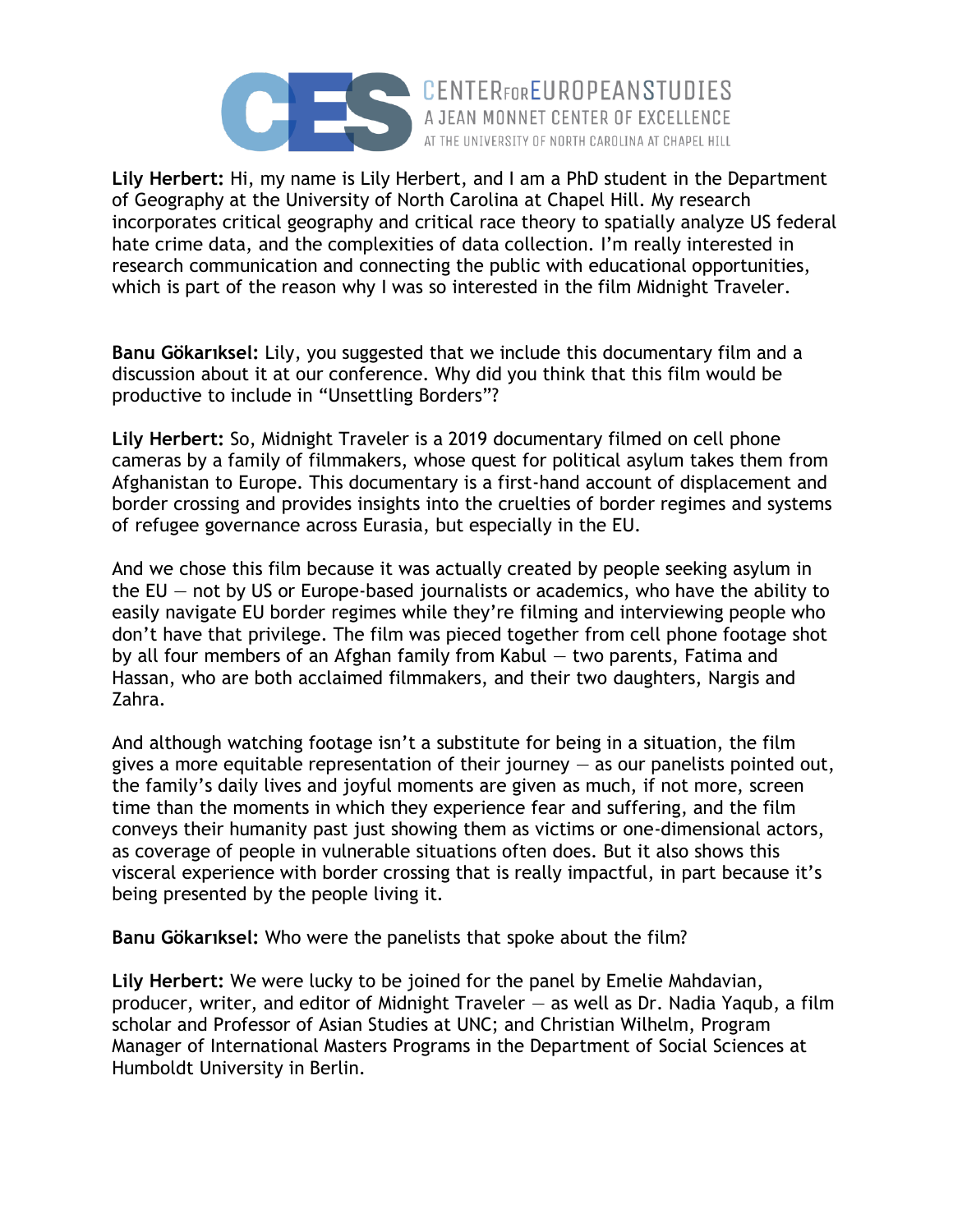**Lily Herbert:** Hi, my name is Lily Herbert, and I am a PhD student in the Department of Geography at the University of North Carolina at Chapel Hill. My research incorporates critical geography and critical race theory to spatially analyze US federal hate crime data, and the complexities of data collection. I'm really interested in research communication and connecting the public with educational opportunities, which is part of the reason why I was so interested in the film Midnight Traveler.

**Banu Gökarıksel:** Lily, you suggested that we include this documentary film and a discussion about it at our conference. Why did you think that this film would be productive to include in "Unsettling Borders"?

**Lily Herbert:** So, Midnight Traveler is a 2019 documentary filmed on cell phone cameras by a family of filmmakers, whose quest for political asylum takes them from Afghanistan to Europe. This documentary is a first-hand account of displacement and border crossing and provides insights into the cruelties of border regimes and systems of refugee governance across Eurasia, but especially in the EU.

And we chose this film because it was actually created by people seeking asylum in the EU — not by US or Europe-based journalists or academics, who have the ability to easily navigate EU border regimes while they're filming and interviewing people who don't have that privilege. The film was pieced together from cell phone footage shot by all four members of an Afghan family from Kabul — two parents, Fatima and Hassan, who are both acclaimed filmmakers, and their two daughters, Nargis and Zahra.

And although watching footage isn't a substitute for being in a situation, the film gives a more equitable representation of their journey — as our panelists pointed out, the family's daily lives and joyful moments are given as much, if not more, screen time than the moments in which they experience fear and suffering, and the film conveys their humanity past just showing them as victims or one-dimensional actors, as coverage of people in vulnerable situations often does. But it also shows this visceral experience with border crossing that is really impactful, in part because it's being presented by the people living it.

**Banu Gökarıksel:** Who were the panelists that spoke about the film?

**Lily Herbert:** We were lucky to be joined for the panel by Emelie Mahdavian, producer, writer, and editor of Midnight Traveler — as well as Dr. Nadia Yaqub, a film scholar and Professor of Asian Studies at UNC; and Christian Wilhelm, Program Manager of International Masters Programs in the Department of Social Sciences at Humboldt University in Berlin.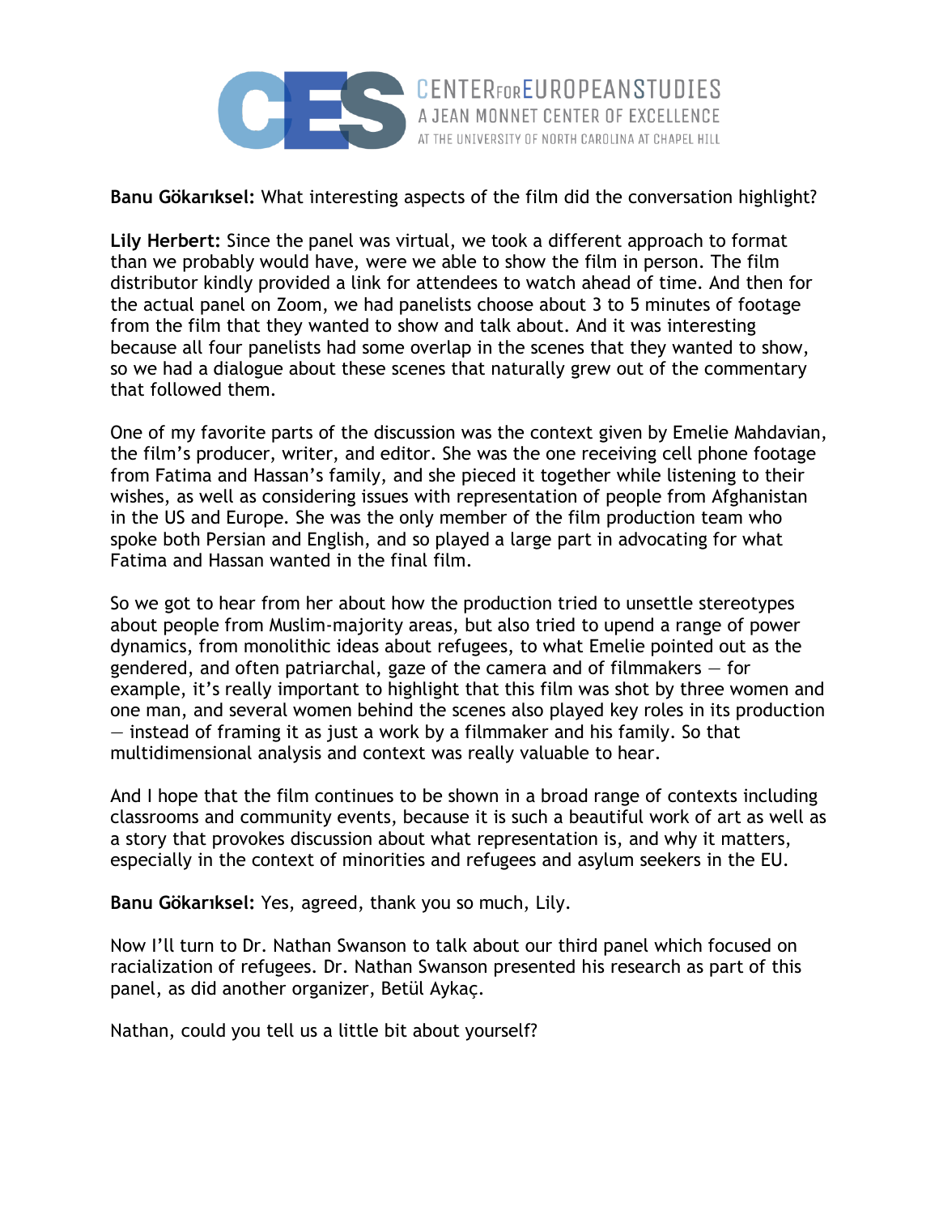**Banu Gökarıksel:** What interesting aspects of the film did the conversation highlight?

**Lily Herbert:** Since the panel was virtual, we took a different approach to format than we probably would have, were we able to show the film in person. The film distributor kindly provided a link for attendees to watch ahead of time. And then for the actual panel on Zoom, we had panelists choose about 3 to 5 minutes of footage from the film that they wanted to show and talk about. And it was interesting because all four panelists had some overlap in the scenes that they wanted to show, so we had a dialogue about these scenes that naturally grew out of the commentary that followed them.

One of my favorite parts of the discussion was the context given by Emelie Mahdavian, the film's producer, writer, and editor. She was the one receiving cell phone footage from Fatima and Hassan's family, and she pieced it together while listening to their wishes, as well as considering issues with representation of people from Afghanistan in the US and Europe. She was the only member of the film production team who spoke both Persian and English, and so played a large part in advocating for what Fatima and Hassan wanted in the final film.

So we got to hear from her about how the production tried to unsettle stereotypes about people from Muslim-majority areas, but also tried to upend a range of power dynamics, from monolithic ideas about refugees, to what Emelie pointed out as the gendered, and often patriarchal, gaze of the camera and of filmmakers — for example, it's really important to highlight that this film was shot by three women and one man, and several women behind the scenes also played key roles in its production — instead of framing it as just a work by a filmmaker and his family. So that multidimensional analysis and context was really valuable to hear.

And I hope that the film continues to be shown in a broad range of contexts including classrooms and community events, because it is such a beautiful work of art as well as a story that provokes discussion about what representation is, and why it matters, especially in the context of minorities and refugees and asylum seekers in the EU.

**Banu Gökarıksel:** Yes, agreed, thank you so much, Lily.

Now I'll turn to Dr. Nathan Swanson to talk about our third panel which focused on racialization of refugees. Dr. Nathan Swanson presented his research as part of this panel, as did another organizer, Betül Aykaç.

Nathan, could you tell us a little bit about yourself?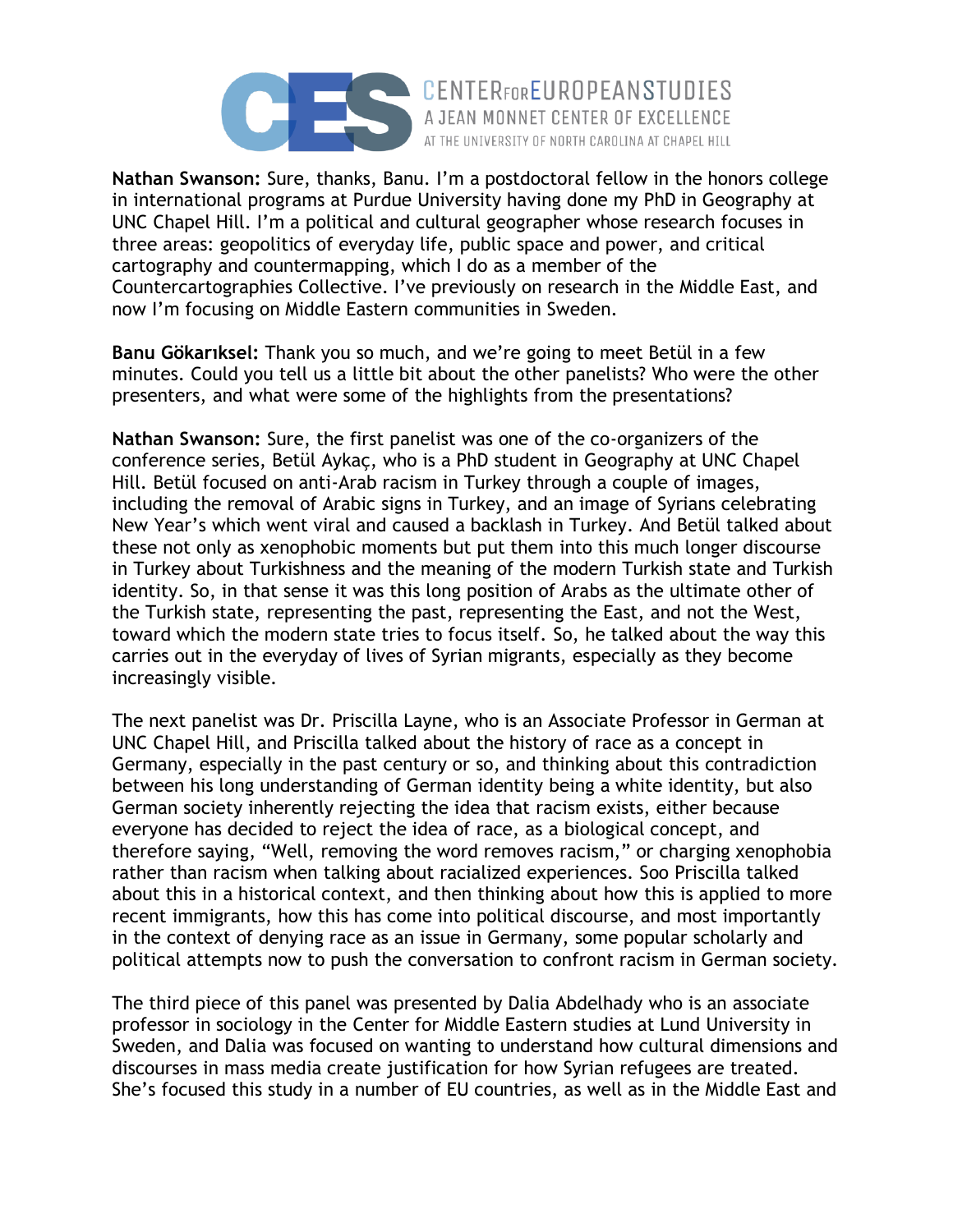**Nathan Swanson:** Sure, thanks, Banu. I'm a postdoctoral fellow in the honors college in international programs at Purdue University having done my PhD in Geography at UNC Chapel Hill. I'm a political and cultural geographer whose research focuses in three areas: geopolitics of everyday life, public space and power, and critical cartography and countermapping, which I do as a member of the Countercartographies Collective. I've previously on research in the Middle East, and now I'm focusing on Middle Eastern communities in Sweden.

**Banu Gökarıksel:** Thank you so much, and we're going to meet Betül in a few minutes. Could you tell us a little bit about the other panelists? Who were the other presenters, and what were some of the highlights from the presentations?

**Nathan Swanson:** Sure, the first panelist was one of the co-organizers of the conference series, Betül Aykaç, who is a PhD student in Geography at UNC Chapel Hill. Betül focused on anti-Arab racism in Turkey through a couple of images, including the removal of Arabic signs in Turkey, and an image of Syrians celebrating New Year's which went viral and caused a backlash in Turkey. And Betül talked about these not only as xenophobic moments but put them into this much longer discourse in Turkey about Turkishness and the meaning of the modern Turkish state and Turkish identity. So, in that sense it was this long position of Arabs as the ultimate other of the Turkish state, representing the past, representing the East, and not the West, toward which the modern state tries to focus itself. So, he talked about the way this carries out in the everyday of lives of Syrian migrants, especially as they become increasingly visible.

The next panelist was Dr. Priscilla Layne, who is an Associate Professor in German at UNC Chapel Hill, and Priscilla talked about the history of race as a concept in Germany, especially in the past century or so, and thinking about this contradiction between his long understanding of German identity being a white identity, but also German society inherently rejecting the idea that racism exists, either because everyone has decided to reject the idea of race, as a biological concept, and therefore saying, "Well, removing the word removes racism," or charging xenophobia rather than racism when talking about racialized experiences. Soo Priscilla talked about this in a historical context, and then thinking about how this is applied to more recent immigrants, how this has come into political discourse, and most importantly in the context of denying race as an issue in Germany, some popular scholarly and political attempts now to push the conversation to confront racism in German society.

The third piece of this panel was presented by Dalia Abdelhady who is an associate professor in sociology in the Center for Middle Eastern studies at Lund University in Sweden, and Dalia was focused on wanting to understand how cultural dimensions and discourses in mass media create justification for how Syrian refugees are treated. She's focused this study in a number of EU countries, as well as in the Middle East and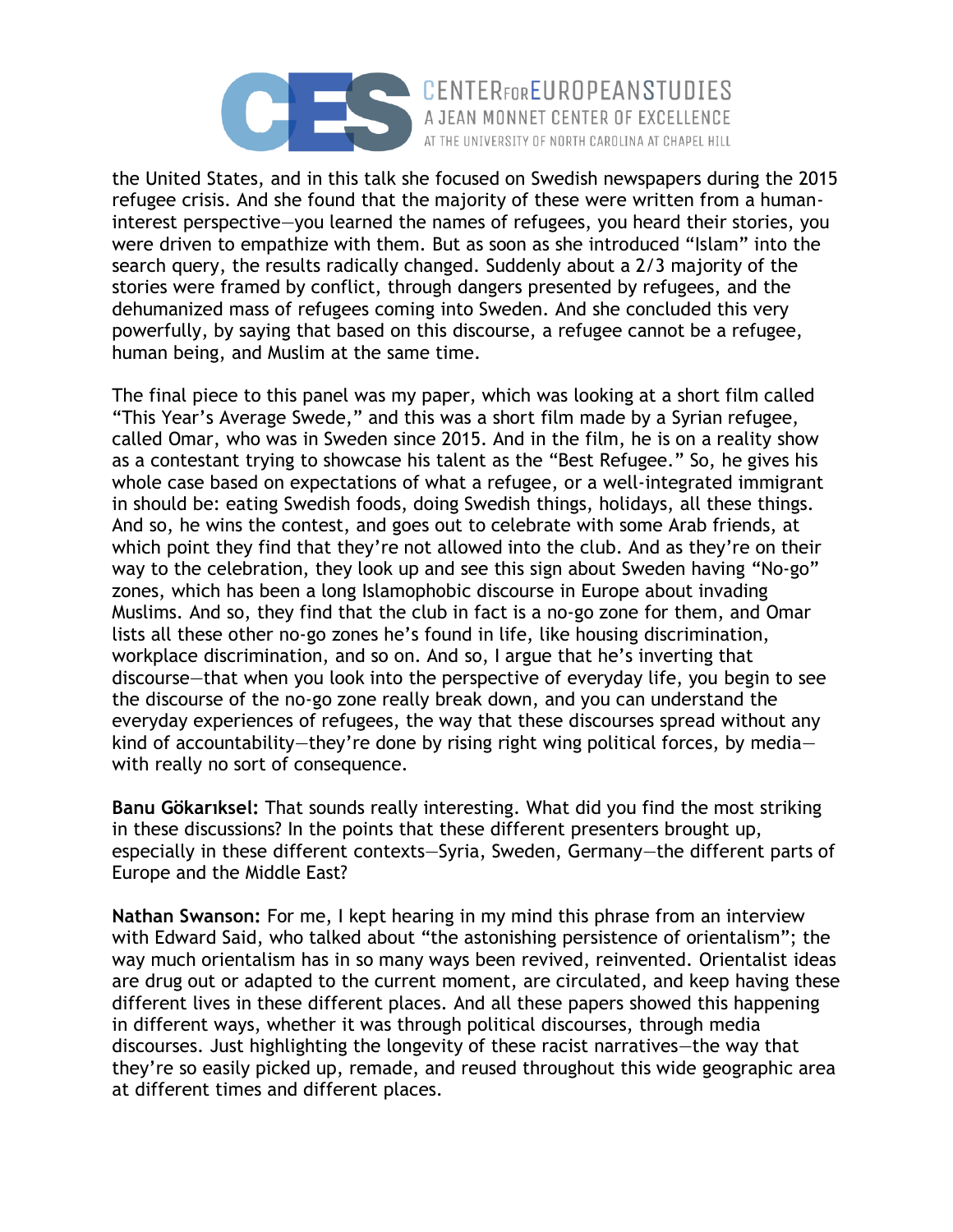the United States, and in this talk she focused on Swedish newspapers during the 2015 refugee crisis. And she found that the majority of these were written from a human-interest perspective—you learned the names of refugees, you heard their stories, you were driven to empathize with them. But as soon as she introduced “Islam” into the search query, the results radically changed. Suddenly about a 2/3 majority of the stories were framed by conflict, through dangers presented by refugees, and the dehumanized mass of refugees coming into Sweden. And she concluded this very powerfully, by saying that based on this discourse, a refugee cannot be a refugee, human being, and Muslim at the same time.

The final piece to this panel was my paper, which was looking at a short film called “This Year’s Average Swede,” and this was a short film made by a Syrian refugee, called Omar, who was in Sweden since 2015. And in the film, he is on a reality show as a contestant trying to showcase his talent as the “Best Refugee.” So, he gives his whole case based on expectations of what a refugee, or a well-integrated immigrant in should be: eating Swedish foods, doing Swedish things, holidays, all these things. And so, he wins the contest, and goes out to celebrate with some Arab friends, at which point they find that they’re not allowed into the club. And as they’re on their way to the celebration, they look up and see this sign about Sweden having “No-go” zones, which has been a long Islamophobic discourse in Europe about invading Muslims. And so, they find that the club in fact is a no-go zone for them, and Omar lists all these other no-go zones he’s found in life, like housing discrimination, workplace discrimination, and so on. And so, I argue that he’s inverting that discourse—that when you look into the perspective of everyday life, you begin to see the discourse of the no-go zone really break down, and you can understand the everyday experiences of refugees, the way that these discourses spread without any kind of accountability—they’re done by rising right wing political forces, by media—with really no sort of consequence.

**Banu Gökarıksel:** That sounds really interesting. What did you find the most striking in these discussions? In the points that these different presenters brought up, especially in these different contexts—Syria, Sweden, Germany—the different parts of Europe and the Middle East?

**Nathan Swanson:** For me, I kept hearing in my mind this phrase from an interview with Edward Said, who talked about “the astonishing persistence of orientalism”; the way much orientalism has in so many ways been revived, reinvented. Orientalist ideas are drug out or adapted to the current moment, are circulated, and keep having these different lives in these different places. And all these papers showed this happening in different ways, whether it was through political discourses, through media discourses. Just highlighting the longevity of these racist narratives—the way that they’re so easily picked up, remade, and reused throughout this wide geographic area at different times and different places.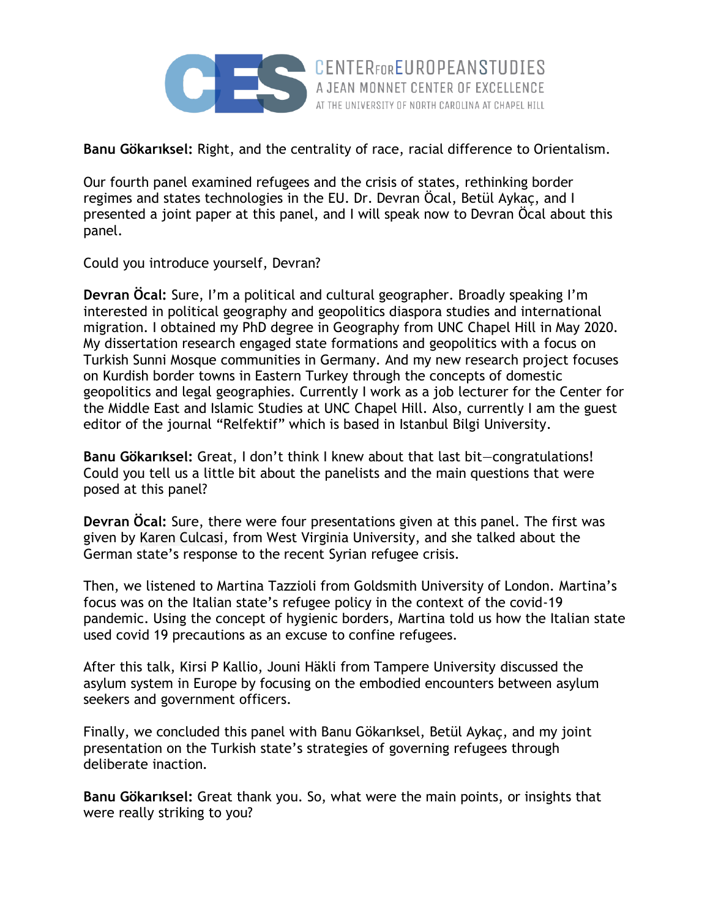**Banu Gökarıksel:** Right, and the centrality of race, racial difference to Orientalism.

Our fourth panel examined refugees and the crisis of states, rethinking border regimes and states technologies in the EU. Dr. Devran Öcal, Betül Aykaç, and I presented a joint paper at this panel, and I will speak now to Devran Öcal about this panel.

Could you introduce yourself, Devran?

**Devran Öcal:** Sure, I'm a political and cultural geographer. Broadly speaking I'm interested in political geography and geopolitics diaspora studies and international migration. I obtained my PhD degree in Geography from UNC Chapel Hill in May 2020. My dissertation research engaged state formations and geopolitics with a focus on Turkish Sunni Mosque communities in Germany. And my new research project focuses on Kurdish border towns in Eastern Turkey through the concepts of domestic geopolitics and legal geographies. Currently I work as a job lecturer for the Center for the Middle East and Islamic Studies at UNC Chapel Hill. Also, currently I am the guest editor of the journal "Relfektif" which is based in Istanbul Bilgi University.

**Banu Gökarıksel:** Great, I don't think I knew about that last bit—congratulations! Could you tell us a little bit about the panelists and the main questions that were posed at this panel?

**Devran Öcal:** Sure, there were four presentations given at this panel. The first was given by Karen Culcasi, from West Virginia University, and she talked about the German state's response to the recent Syrian refugee crisis.

Then, we listened to Martina Tazzioli from Goldsmith University of London. Martina's focus was on the Italian state's refugee policy in the context of the covid-19 pandemic. Using the concept of hygienic borders, Martina told us how the Italian state used covid 19 precautions as an excuse to confine refugees.

After this talk, Kirsi P Kallio, Jouni Häkli from Tampere University discussed the asylum system in Europe by focusing on the embodied encounters between asylum seekers and government officers.

Finally, we concluded this panel with Banu Gökarıksel, Betül Aykaç, and my joint presentation on the Turkish state's strategies of governing refugees through deliberate inaction.

**Banu Gökarıksel:** Great thank you. So, what were the main points, or insights that were really striking to you?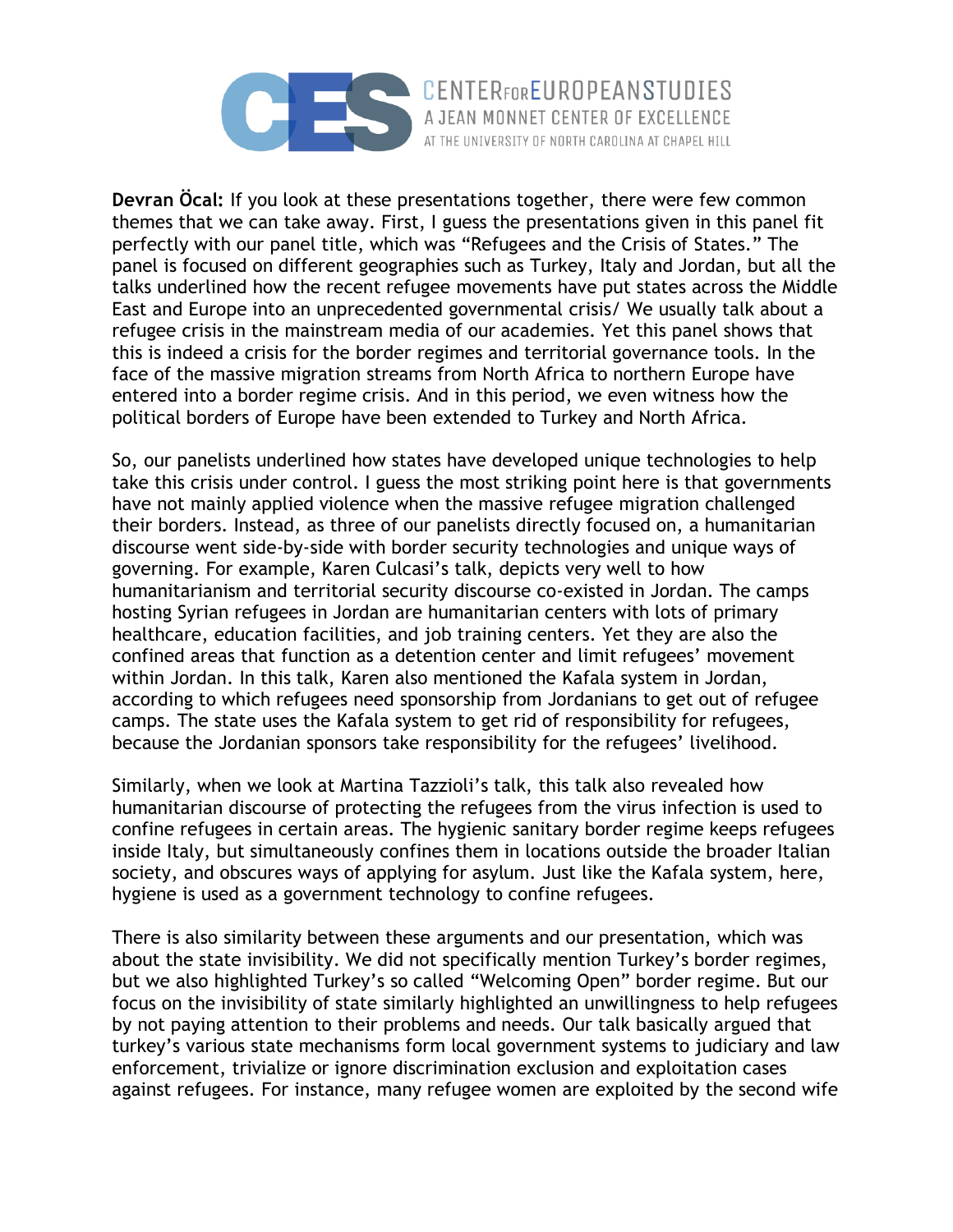**Devran Öcal:** If you look at these presentations together, there were few common themes that we can take away. First, I guess the presentations given in this panel fit perfectly with our panel title, which was "Refugees and the Crisis of States." The panel is focused on different geographies such as Turkey, Italy and Jordan, but all the talks underlined how the recent refugee movements have put states across the Middle East and Europe into an unprecedented governmental crisis/ We usually talk about a refugee crisis in the mainstream media of our academies. Yet this panel shows that this is indeed a crisis for the border regimes and territorial governance tools. In the face of the massive migration streams from North Africa to northern Europe have entered into a border regime crisis. And in this period, we even witness how the political borders of Europe have been extended to Turkey and North Africa.

So, our panelists underlined how states have developed unique technologies to help take this crisis under control. I guess the most striking point here is that governments have not mainly applied violence when the massive refugee migration challenged their borders. Instead, as three of our panelists directly focused on, a humanitarian discourse went side-by-side with border security technologies and unique ways of governing. For example, Karen Culcasi's talk, depicts very well to how humanitarianism and territorial security discourse co-existed in Jordan. The camps hosting Syrian refugees in Jordan are humanitarian centers with lots of primary healthcare, education facilities, and job training centers. Yet they are also the confined areas that function as a detention center and limit refugees' movement within Jordan. In this talk, Karen also mentioned the Kafala system in Jordan, according to which refugees need sponsorship from Jordanians to get out of refugee camps. The state uses the Kafala system to get rid of responsibility for refugees, because the Jordanian sponsors take responsibility for the refugees' livelihood.

Similarly, when we look at Martina Tazzioli's talk, this talk also revealed how humanitarian discourse of protecting the refugees from the virus infection is used to confine refugees in certain areas. The hygienic sanitary border regime keeps refugees inside Italy, but simultaneously confines them in locations outside the broader Italian society, and obscures ways of applying for asylum. Just like the Kafala system, here, hygiene is used as a government technology to confine refugees.

There is also similarity between these arguments and our presentation, which was about the state invisibility. We did not specifically mention Turkey's border regimes, but we also highlighted Turkey's so called "Welcoming Open" border regime. But our focus on the invisibility of state similarly highlighted an unwillingness to help refugees by not paying attention to their problems and needs. Our talk basically argued that turkey's various state mechanisms form local government systems to judiciary and law enforcement, trivialize or ignore discrimination exclusion and exploitation cases against refugees. For instance, many refugee women are exploited by the second wife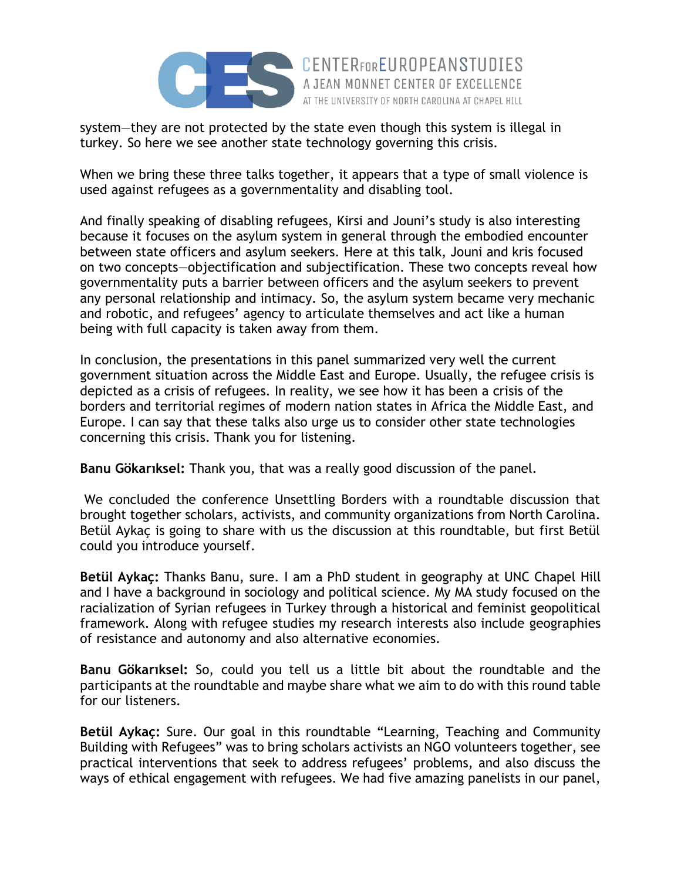system—they are not protected by the state even though this system is illegal in turkey. So here we see another state technology governing this crisis.

When we bring these three talks together, it appears that a type of small violence is used against refugees as a governmentality and disabling tool.

And finally speaking of disabling refugees, Kirsi and Jouni's study is also interesting because it focuses on the asylum system in general through the embodied encounter between state officers and asylum seekers. Here at this talk, Jouni and kris focused on two concepts—objectification and subjectification. These two concepts reveal how governmentality puts a barrier between officers and the asylum seekers to prevent any personal relationship and intimacy. So, the asylum system became very mechanic and robotic, and refugees' agency to articulate themselves and act like a human being with full capacity is taken away from them.

In conclusion, the presentations in this panel summarized very well the current government situation across the Middle East and Europe. Usually, the refugee crisis is depicted as a crisis of refugees. In reality, we see how it has been a crisis of the borders and territorial regimes of modern nation states in Africa the Middle East, and Europe. I can say that these talks also urge us to consider other state technologies concerning this crisis. Thank you for listening.

**Banu Gökarıksel:** Thank you, that was a really good discussion of the panel.

We concluded the conference Unsettling Borders with a roundtable discussion that brought together scholars, activists, and community organizations from North Carolina. Betül Aykaç is going to share with us the discussion at this roundtable, but first Betül could you introduce yourself.

**Betül Aykaç:** Thanks Banu, sure. I am a PhD student in geography at UNC Chapel Hill and I have a background in sociology and political science. My MA study focused on the racialization of Syrian refugees in Turkey through a historical and feminist geopolitical framework. Along with refugee studies my research interests also include geographies of resistance and autonomy and also alternative economies.

**Banu Gökarıksel:** So, could you tell us a little bit about the roundtable and the participants at the roundtable and maybe share what we aim to do with this round table for our listeners.

**Betül Aykaç:** Sure. Our goal in this roundtable "Learning, Teaching and Community Building with Refugees" was to bring scholars activists an NGO volunteers together, see practical interventions that seek to address refugees' problems, and also discuss the ways of ethical engagement with refugees. We had five amazing panelists in our panel,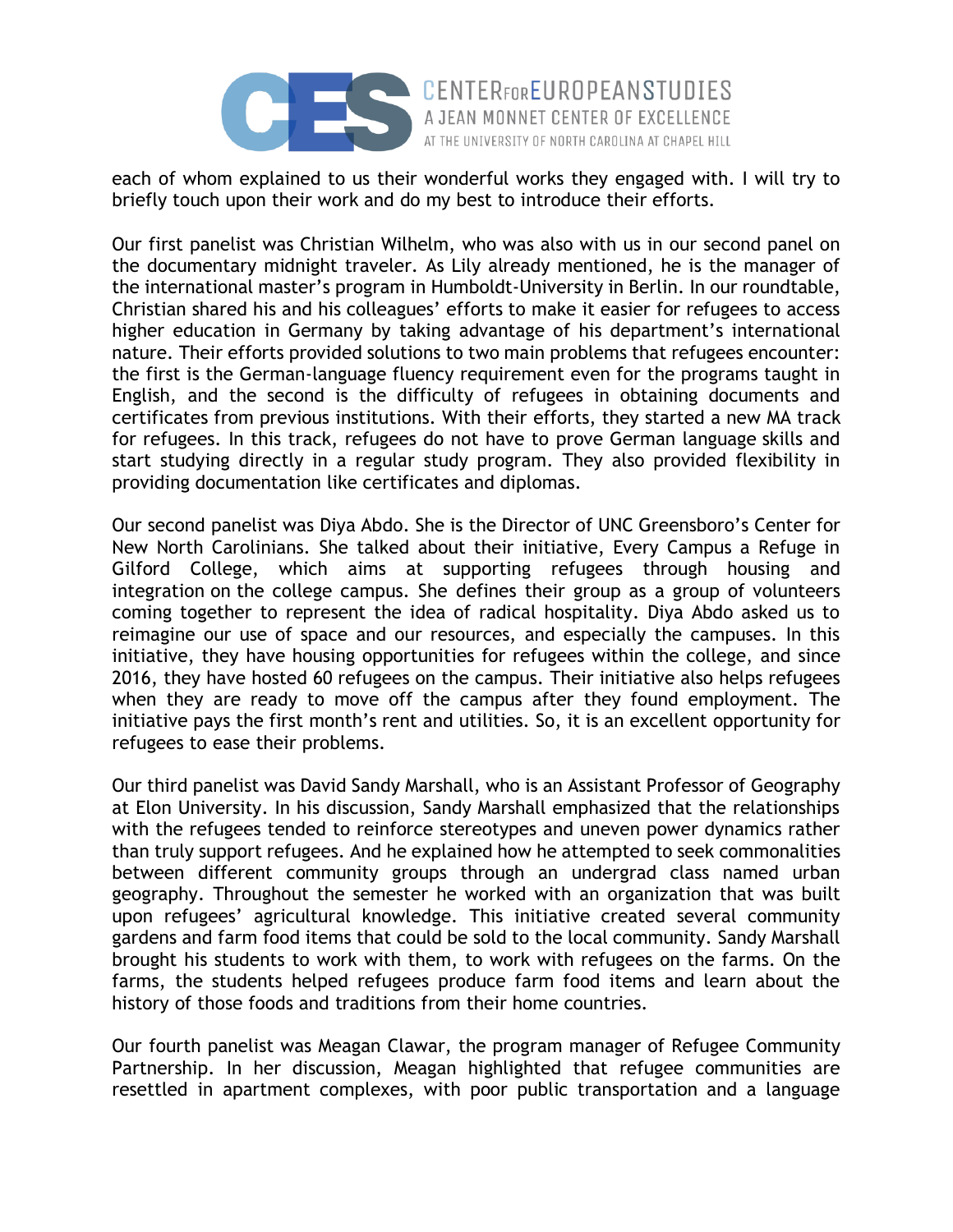each of whom explained to us their wonderful works they engaged with. I will try to briefly touch upon their work and do my best to introduce their efforts.

Our first panelist was Christian Wilhelm, who was also with us in our second panel on the documentary midnight traveler. As Lily already mentioned, he is the manager of the international master's program in Humboldt-University in Berlin. In our roundtable, Christian shared his and his colleagues' efforts to make it easier for refugees to access higher education in Germany by taking advantage of his department's international nature. Their efforts provided solutions to two main problems that refugees encounter: the first is the German-language fluency requirement even for the programs taught in English, and the second is the difficulty of refugees in obtaining documents and certificates from previous institutions. With their efforts, they started a new MA track for refugees. In this track, refugees do not have to prove German language skills and start studying directly in a regular study program. They also provided flexibility in providing documentation like certificates and diplomas.

Our second panelist was Diya Abdo. She is the Director of UNC Greensboro's Center for New North Carolinians. She talked about their initiative, Every Campus a Refuge in Gilford College, which aims at supporting refugees through housing and integration on the college campus. She defines their group as a group of volunteers coming together to represent the idea of radical hospitality. Diya Abdo asked us to reimagine our use of space and our resources, and especially the campuses. In this initiative, they have housing opportunities for refugees within the college, and since 2016, they have hosted 60 refugees on the campus. Their initiative also helps refugees when they are ready to move off the campus after they found employment. The initiative pays the first month's rent and utilities. So, it is an excellent opportunity for refugees to ease their problems.

Our third panelist was David Sandy Marshall, who is an Assistant Professor of Geography at Elon University. In his discussion, Sandy Marshall emphasized that the relationships with the refugees tended to reinforce stereotypes and uneven power dynamics rather than truly support refugees. And he explained how he attempted to seek commonalities between different community groups through an undergrad class named urban geography. Throughout the semester he worked with an organization that was built upon refugees' agricultural knowledge. This initiative created several community gardens and farm food items that could be sold to the local community. Sandy Marshall brought his students to work with them, to work with refugees on the farms. On the farms, the students helped refugees produce farm food items and learn about the history of those foods and traditions from their home countries.

Our fourth panelist was Meagan Clawar, the program manager of Refugee Community Partnership. In her discussion, Meagan highlighted that refugee communities are resettled in apartment complexes, with poor public transportation and a language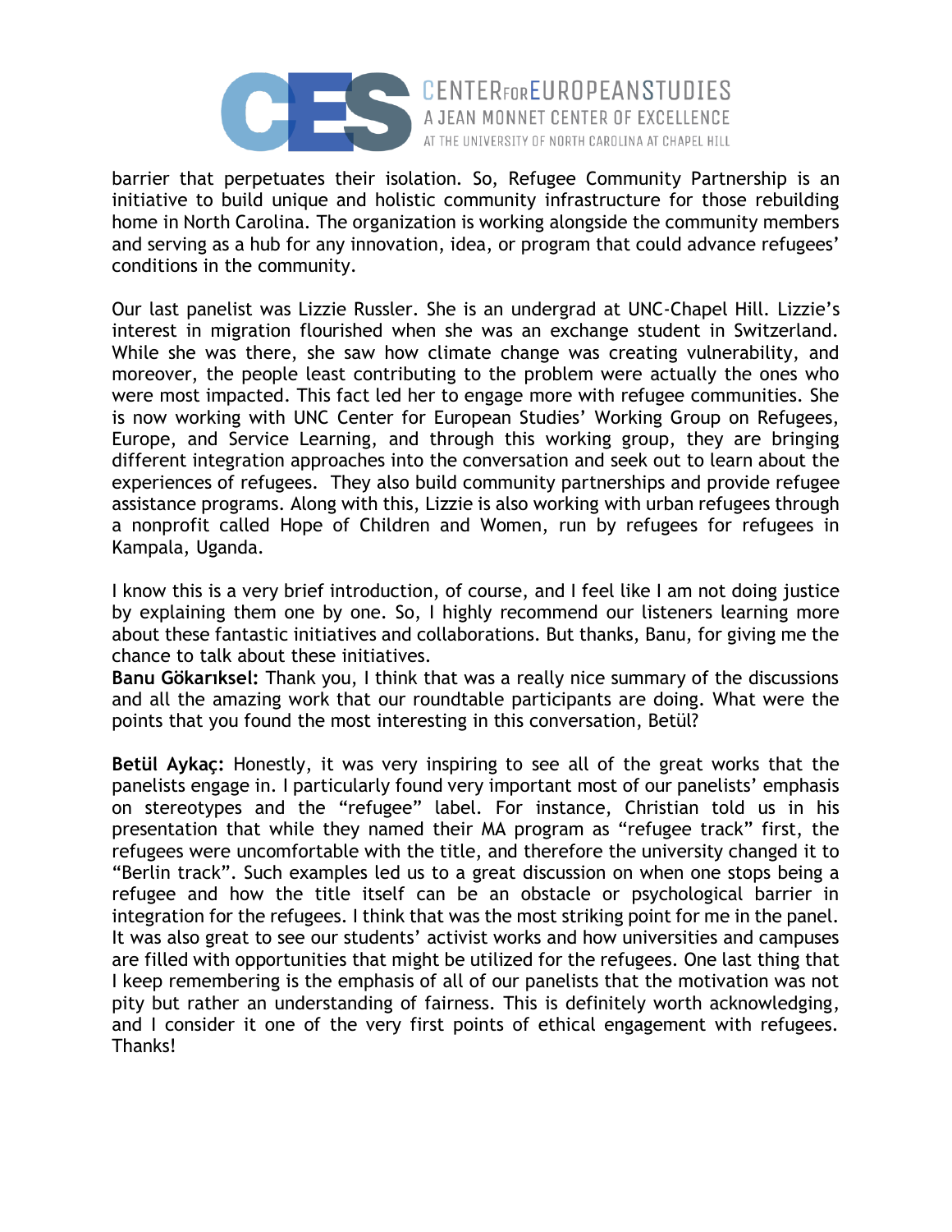barrier that perpetuates their isolation. So, Refugee Community Partnership is an initiative to build unique and holistic community infrastructure for those rebuilding home in North Carolina. The organization is working alongside the community members and serving as a hub for any innovation, idea, or program that could advance refugees' conditions in the community.

Our last panelist was Lizzie Russler. She is an undergrad at UNC-Chapel Hill. Lizzie's interest in migration flourished when she was an exchange student in Switzerland. While she was there, she saw how climate change was creating vulnerability, and moreover, the people least contributing to the problem were actually the ones who were most impacted. This fact led her to engage more with refugee communities. She is now working with UNC Center for European Studies' Working Group on Refugees, Europe, and Service Learning, and through this working group, they are bringing different integration approaches into the conversation and seek out to learn about the experiences of refugees. They also build community partnerships and provide refugee assistance programs. Along with this, Lizzie is also working with urban refugees through a nonprofit called Hope of Children and Women, run by refugees for refugees in Kampala, Uganda.

I know this is a very brief introduction, of course, and I feel like I am not doing justice by explaining them one by one. So, I highly recommend our listeners learning more about these fantastic initiatives and collaborations. But thanks, Banu, for giving me the chance to talk about these initiatives.

**Banu Gökarıksel:** Thank you, I think that was a really nice summary of the discussions and all the amazing work that our roundtable participants are doing. What were the points that you found the most interesting in this conversation, Betül?

**Betül Aykaç:** Honestly, it was very inspiring to see all of the great works that the panelists engage in. I particularly found very important most of our panelists' emphasis on stereotypes and the "refugee" label. For instance, Christian told us in his presentation that while they named their MA program as "refugee track" first, the refugees were uncomfortable with the title, and therefore the university changed it to "Berlin track". Such examples led us to a great discussion on when one stops being a refugee and how the title itself can be an obstacle or psychological barrier in integration for the refugees. I think that was the most striking point for me in the panel. It was also great to see our students' activist works and how universities and campuses are filled with opportunities that might be utilized for the refugees. One last thing that I keep remembering is the emphasis of all of our panelists that the motivation was not pity but rather an understanding of fairness. This is definitely worth acknowledging, and I consider it one of the very first points of ethical engagement with refugees. Thanks!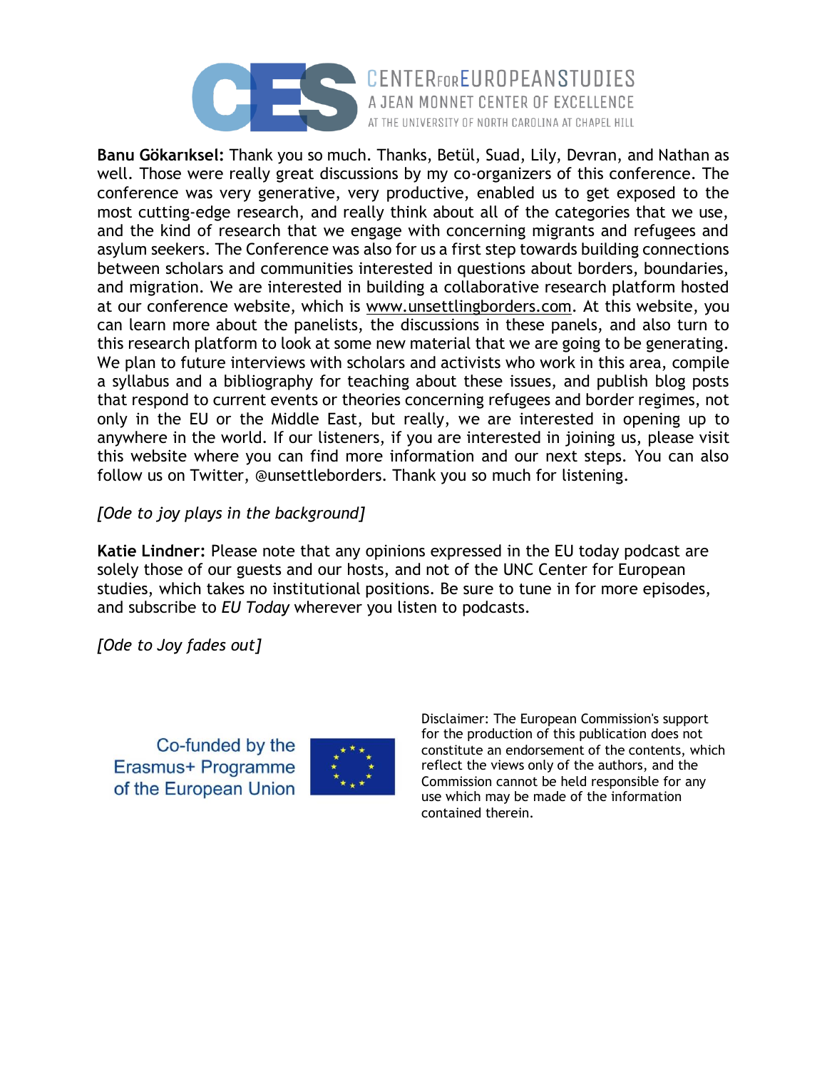**Banu Gökarıksel:** Thank you so much. Thanks, Betül, Suad, Lily, Devran, and Nathan as well. Those were really great discussions by my co-organizers of this conference. The conference was very generative, very productive, enabled us to get exposed to the most cutting-edge research, and really think about all of the categories that we use, and the kind of research that we engage with concerning migrants and refugees and asylum seekers. The Conference was also for us a first step towards building connections between scholars and communities interested in questions about borders, boundaries, and migration. We are interested in building a collaborative research platform hosted at our conference website, which is www.unsettlingborders.com. At this website, you can learn more about the panelists, the discussions in these panels, and also turn to this research platform to look at some new material that we are going to be generating. We plan to future interviews with scholars and activists who work in this area, compile a syllabus and a bibliography for teaching about these issues, and publish blog posts that respond to current events or theories concerning refugees and border regimes, not only in the EU or the Middle East, but really, we are interested in opening up to anywhere in the world. If our listeners, if you are interested in joining us, please visit this website where you can find more information and our next steps. You can also follow us on Twitter, @unsettleborders. Thank you so much for listening.

*[Ode to joy plays in the background]*

**Katie Lindner:** Please note that any opinions expressed in the EU today podcast are solely those of our guests and our hosts, and not of the UNC Center for European studies, which takes no institutional positions. Be sure to tune in for more episodes, and subscribe to *EU Today* wherever you listen to podcasts.

*[Ode to Joy fades out]*

Co-funded by the Erasmus+ Programme of the European Union

Disclaimer: The European Commission's support for the production of this publication does not constitute an endorsement of the contents, which reflect the views only of the authors, and the Commission cannot be held responsible for any use which may be made of the information contained therein.